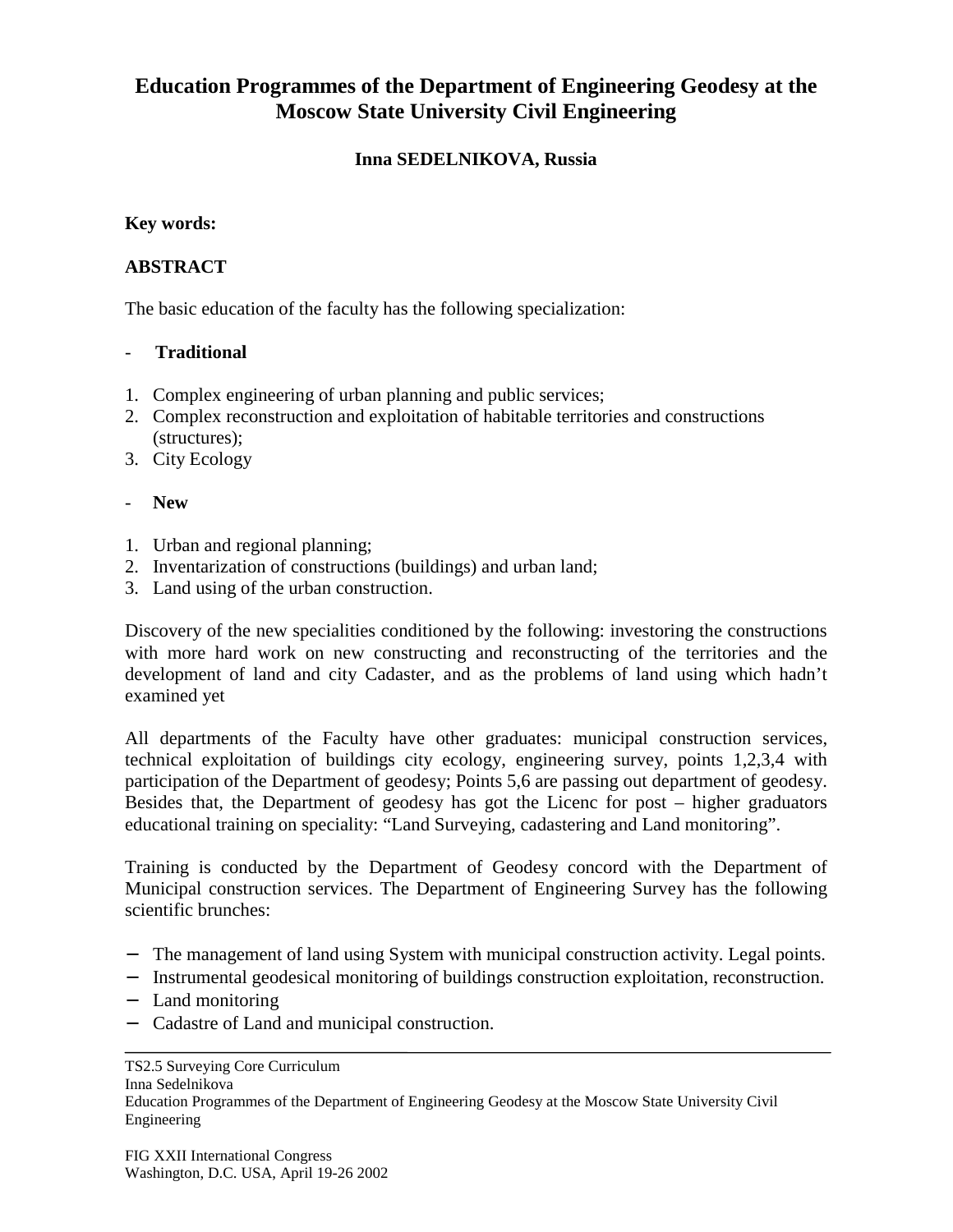# Education Programmes of the Department of Engineering Geodesy at the Moscow State University Civil Engineering

**Inna SEDELNIKOVA, Russia**

**Key words:**

## ABSTRACT

The basic education of the faculty has the following specialization:

- **Traditional**

1. Complex engineering of urban planning and public services;
2. Complex reconstruction and exploitation of habitable territories and constructions (structures);
3. City Ecology

- **New**

1. Urban and regional planning;
2. Inventarization of constructions (buildings) and urban land;
3. Land using of the urban construction.

Discovery of the new specialities conditioned by the following: investoring the constructions with more hard work on new constructing and reconstructing of the territories and the development of land and city Cadaster, and as the problems of land using which hadn't examined yet

All departments of the Faculty have other graduates: municipal construction services, technical exploitation of buildings city ecology, engineering survey, points 1,2,3,4 with participation of the Department of geodesy; Points 5,6 are passing out department of geodesy. Besides that, the Department of geodesy has got the Licenc for post – higher graduators educational training on speciality: "Land Surveying, cadastering and Land monitoring".

Training is conducted by the Department of Geodesy concord with the Department of Municipal construction services. The Department of Engineering Survey has the following scientific brunches:

- The management of land using System with municipal construction activity. Legal points.
- Instrumental geodesical monitoring of buildings construction exploitation, reconstruction.
- Land monitoring
- Cadastre of Land and municipal construction.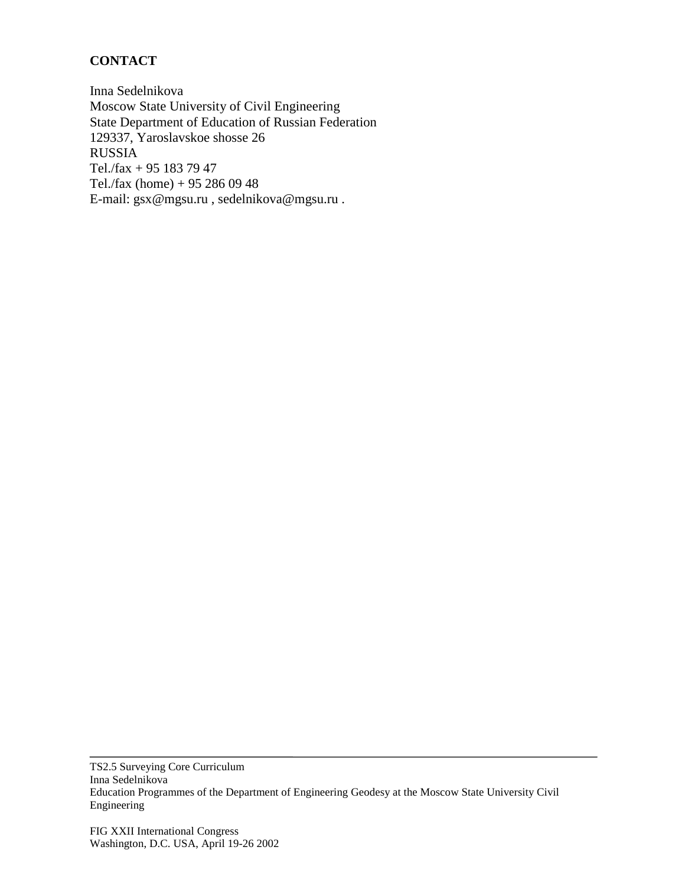**CONTACT**

Inna Sedelnikova
Moscow State University of Civil Engineering
State Department of Education of Russian Federation
129337, Yaroslavskoe shosse 26
RUSSIA
Tel./fax + 95 183 79 47
Tel./fax (home) + 95 286 09 48
E-mail: gsx@mgsu.ru , sedelnikova@mgsu.ru .